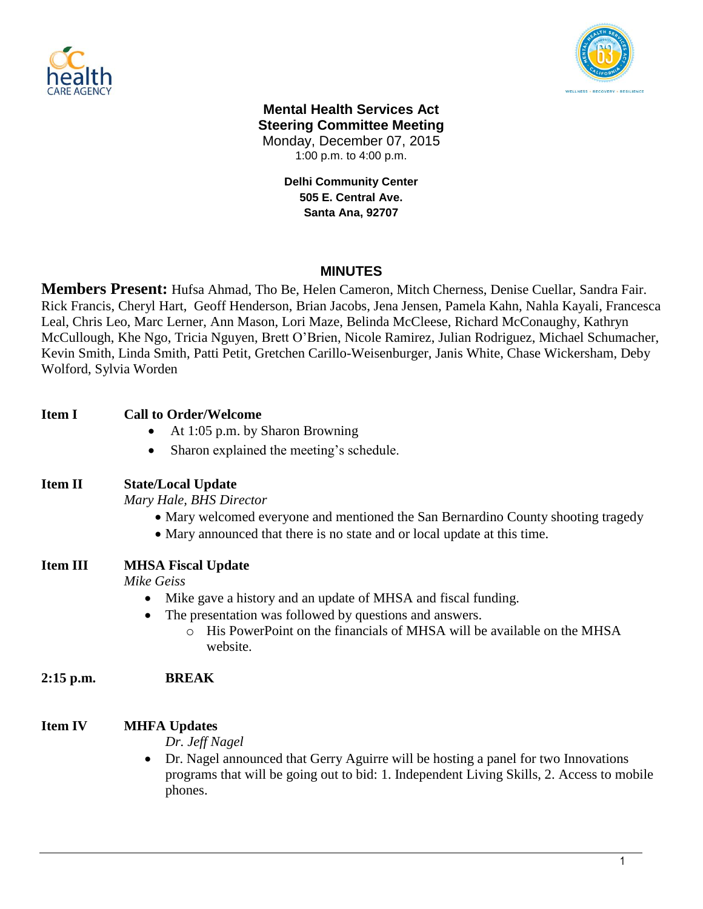**Mental Health Services Act**
**Steering Committee Meeting**
Monday, December 07, 2015
1:00 p.m. to 4:00 p.m.

**Delhi Community Center**
**505 E. Central Ave.**
**Santa Ana, 92707**

## MINUTES

**Members Present:** Hufsa Ahmad, Tho Be, Helen Cameron, Mitch Cherness, Denise Cuellar, Sandra Fair. Rick Francis, Cheryl Hart, Geoff Henderson, Brian Jacobs, Jena Jensen, Pamela Kahn, Nahla Kayali, Francesca Leal, Chris Leo, Marc Lerner, Ann Mason, Lori Maze, Belinda McCleese, Richard McConaughy, Kathryn McCullough, Khe Ngo, Tricia Nguyen, Brett O'Brien, Nicole Ramirez, Julian Rodriguez, Michael Schumacher, Kevin Smith, Linda Smith, Patti Petit, Gretchen Carillo-Weisenburger, Janis White, Chase Wickersham, Deby Wolford, Sylvia Worden

**Item I** **Call to Order/Welcome**

- At 1:05 p.m. by Sharon Browning
- Sharon explained the meeting's schedule.

**Item II** **State/Local Update**

*Mary Hale, BHS Director*

- Mary welcomed everyone and mentioned the San Bernardino County shooting tragedy
- Mary announced that there is no state and or local update at this time.

**Item III** **MHSA Fiscal Update**

*Mike Geiss*

- Mike gave a history and an update of MHSA and fiscal funding.
- The presentation was followed by questions and answers.
  - His PowerPoint on the financials of MHSA will be available on the MHSA website.

**2:15 p.m.** **BREAK**

**Item IV** **MHFA Updates**

*Dr. Jeff Nagel*

- Dr. Nagel announced that Gerry Aguirre will be hosting a panel for two Innovations programs that will be going out to bid: 1. Independent Living Skills, 2. Access to mobile phones.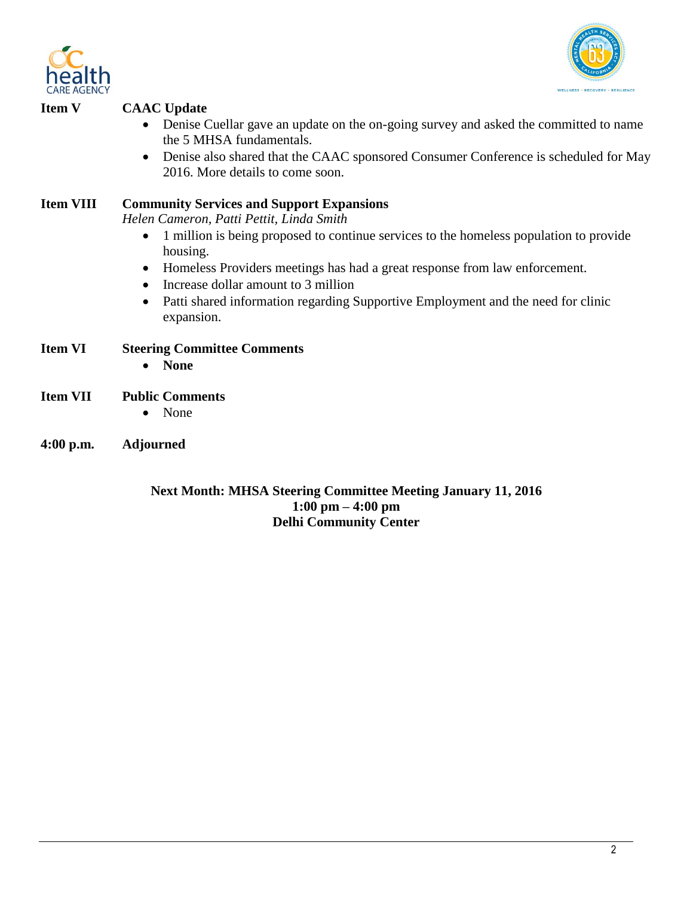**Item V** **CAAC Update**

- Denise Cuellar gave an update on the on-going survey and asked the committed to name the 5 MHSA fundamentals.
- Denise also shared that the CAAC sponsored Consumer Conference is scheduled for May 2016. More details to come soon.

**Item VIII** **Community Services and Support Expansions**

*Helen Cameron, Patti Pettit, Linda Smith*

- 1 million is being proposed to continue services to the homeless population to provide housing.
- Homeless Providers meetings has had a great response from law enforcement.
- Increase dollar amount to 3 million
- Patti shared information regarding Supportive Employment and the need for clinic expansion.

**Item VI** **Steering Committee Comments**

- **None**

**Item VII** **Public Comments**

- None

**4:00 p.m.** **Adjourned**

**Next Month: MHSA Steering Committee Meeting January 11, 2016**
**1:00 pm – 4:00 pm**
**Delhi Community Center**